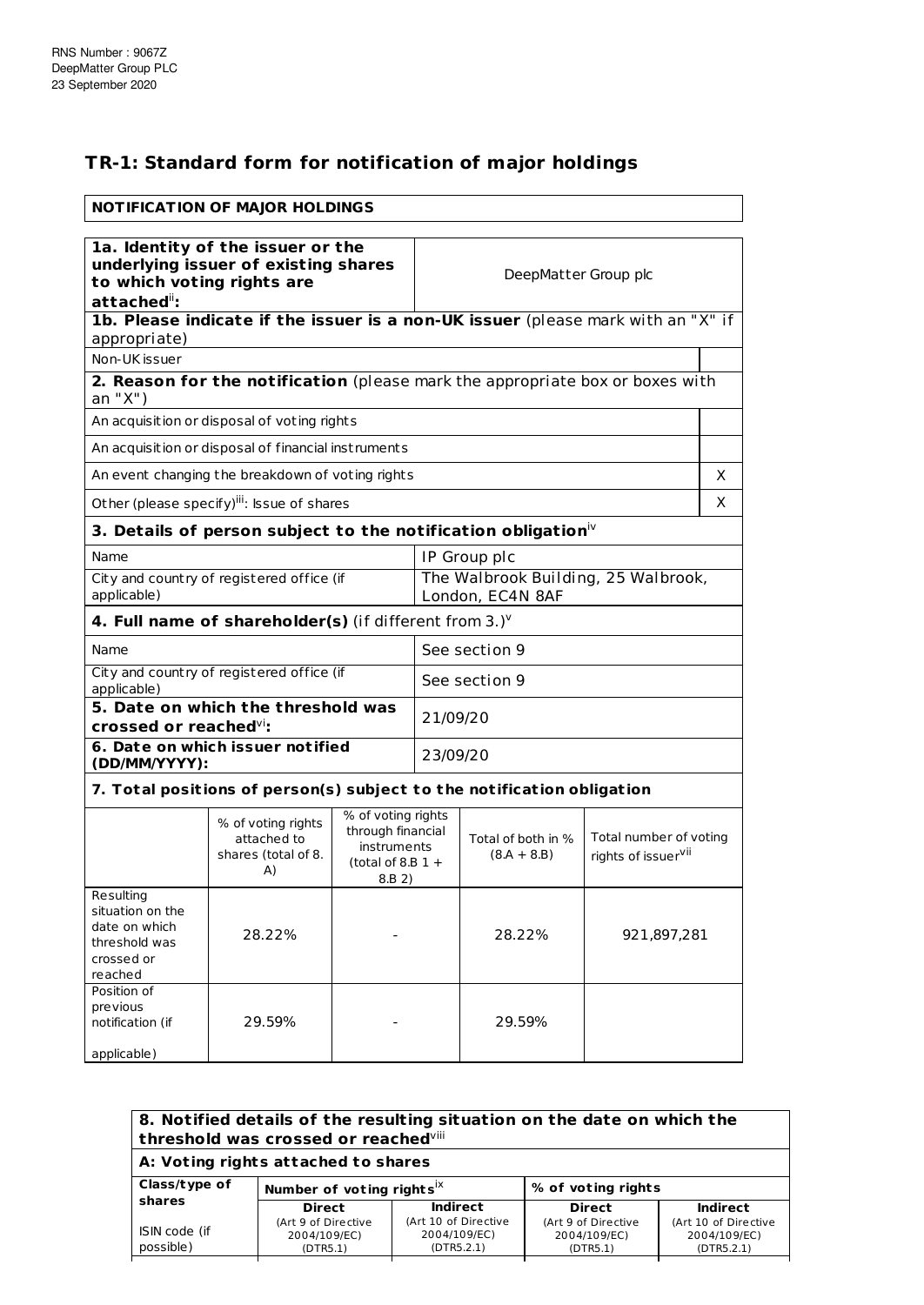RNS Number : 9067Z
DeepMatter Group PLC
23 September 2020

# TR-1: Standard form for notification of major holdings

| NOTIFICATION OF MAJOR HOLDINGS |
|---|

| **1a. Identity of the issuer or the underlying issuer of existing shares to which voting rights are attached**[ii]**:** | DeepMatter Group plc |
|---|---|

| **1b. Please indicate if the issuer is a non-UK issuer** (please mark with an "X" if appropriate) | |
|---|---|
| Non-UK issuer | |
| **2. Reason for the notification** (please mark the appropriate box or boxes with an "X") | |
| An acquisition or disposal of voting rights | |
| An acquisition or disposal of financial instruments | |
| An event changing the breakdown of voting rights | X |
| Other (please specify)[iii]: Issue of shares | X |

| **3. Details of person subject to the notification obligation**[iv] | |
|---|---|
| Name | IP Group plc |
| City and country of registered office (if applicable) | The Walbrook Building, 25 Walbrook, London, EC4N 8AF |
| **4. Full name of shareholder(s)** (if different from 3.)[v] | |
| Name | See section 9 |
| City and country of registered office (if applicable) | See section 9 |
| **5. Date on which the threshold was crossed or reached**[vi]**:** | 21/09/20 |
| **6. Date on which issuer notified (DD/MM/YYYY):** | 23/09/20 |

**7. Total positions of person(s) subject to the notification obligation**

| | % of voting rights attached to shares (total of 8. A) | % of voting rights through financial instruments (total of 8.B 1 + 8.B 2) | Total of both in % (8.A + 8.B) | Total number of voting rights of issuer[vii] |
|---|---|---|---|---|
| Resulting situation on the date on which threshold was crossed or reached | 28.22% | - | 28.22% | 921,897,281 |
| Position of previous notification (if applicable) | 29.59% | - | 29.59% | |

**8. Notified details of the resulting situation on the date on which the threshold was crossed or reached**[viii]

**A: Voting rights attached to shares**

| Class/type of shares<br>ISIN code (if possible) | Number of voting rights[ix] | | % of voting rights | |
|---|---|---|---|---|
| | Direct (Art 9 of Directive 2004/109/EC) (DTR5.1) | Indirect (Art 10 of Directive 2004/109/EC) (DTR5.2.1) | Direct (Art 9 of Directive 2004/109/EC) (DTR5.1) | Indirect (Art 10 of Directive 2004/109/EC) (DTR5.2.1) |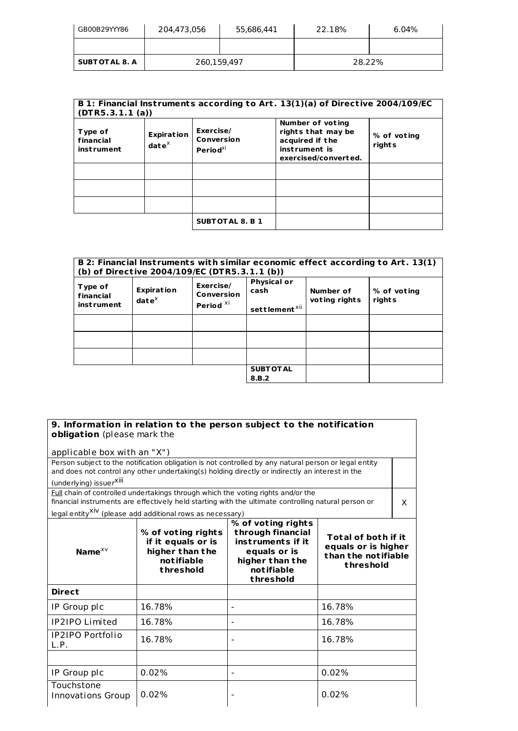| GB00B29YYY86 | 204,473,056 | 55,686,441 | 22.18% | 6.04% |
|---|---|---|---|---|
| | | | | |
| **SUBTOTAL 8. A** | 260,159,497 | | 28.22% | |

| **B 1: Financial Instruments according to Art. 13(1)(a) of Directive 2004/109/EC (DTR5.3.1.1 (a))** | | | | |
|---|---|---|---|---|
| **Type of financial instrument** | **Expiration date**[x] | **Exercise/ Conversion Period**[xi] | **Number of voting rights that may be acquired if the instrument is exercised/converted.** | **% of voting rights** |
| | | | | |
| | | | | |
| | | | | |
| | | **SUBTOTAL 8. B 1** | | |

| **B 2: Financial Instruments with similar economic effect according to Art. 13(1)(b) of Directive 2004/109/EC (DTR5.3.1.1 (b))** | | | | | |
|---|---|---|---|---|---|
| **Type of financial instrument** | **Expiration date**[x] | **Exercise/ Conversion Period** [xi] | **Physical or cash settlement**[xii] | **Number of voting rights** | **% of voting rights** |
| | | | | | |
| | | | | | |
| | | | | | |
| | | | **SUBTOTAL 8.B.2** | | |

| **9. Information in relation to the person subject to the notification obligation** (please mark the applicable box with an "X") | | | |
|---|---|---|---|
| Person subject to the notification obligation is not controlled by any natural person or legal entity and does not control any other undertaking(s) holding directly or indirectly an interest in the (underlying) issuer[xiii] | | | |
| Full chain of controlled undertakings through which the voting rights and/or the financial instruments are effectively held starting with the ultimate controlling natural person or legal entity[xiv] (please add additional rows as necessary) | | | X |
| **Name**[xv] | **% of voting rights if it equals or is higher than the notifiable threshold** | **% of voting rights through financial instruments if it equals or is higher than the notifiable threshold** | **Total of both if it equals or is higher than the notifiable threshold** |
| **Direct** | | | |
| IP Group plc | 16.78% | - | 16.78% |
| IP2IPO Limited | 16.78% | - | 16.78% |
| IP2IPO Portfolio L.P. | 16.78% | - | 16.78% |
| | | | |
| IP Group plc | 0.02% | - | 0.02% |
| Touchstone Innovations Group | 0.02% | - | 0.02% |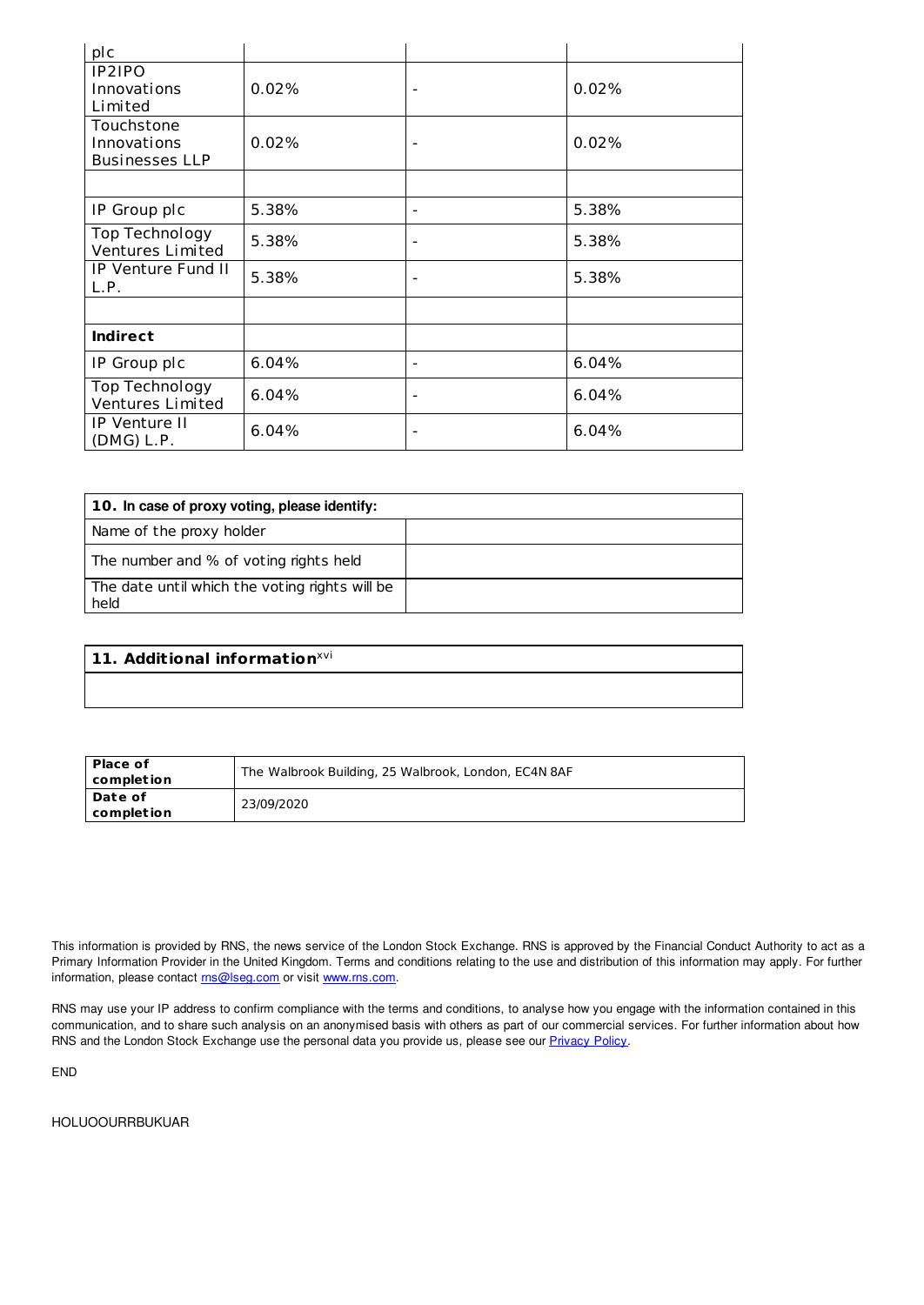| | | | |
|---|---|---|---|
| plc | | | |
| IP2IPO Innovations Limited | 0.02% | - | 0.02% |
| Touchstone Innovations Businesses LLP | 0.02% | - | 0.02% |
| | | | |
| IP Group plc | 5.38% | - | 5.38% |
| Top Technology Ventures Limited | 5.38% | - | 5.38% |
| IP Venture Fund II L.P. | 5.38% | - | 5.38% |
| | | | |
| **Indirect** | | | |
| IP Group plc | 6.04% | - | 6.04% |
| Top Technology Ventures Limited | 6.04% | - | 6.04% |
| IP Venture II (DMG) L.P. | 6.04% | - | 6.04% |

| **10. In case of proxy voting, please identify:** | |
|---|---|
| Name of the proxy holder | |
| The number and % of voting rights held | |
| The date until which the voting rights will be held | |

| **11. Additional information**[xvi] |
|---|
| |

| | |
|---|---|
| **Place of completion** | The Walbrook Building, 25 Walbrook, London, EC4N 8AF |
| **Date of completion** | 23/09/2020 |

This information is provided by RNS, the news service of the London Stock Exchange. RNS is approved by the Financial Conduct Authority to act as a Primary Information Provider in the United Kingdom. Terms and conditions relating to the use and distribution of this information may apply. For further information, please contact rns@lseg.com or visit www.rns.com.

RNS may use your IP address to confirm compliance with the terms and conditions, to analyse how you engage with the information contained in this communication, and to share such analysis on an anonymised basis with others as part of our commercial services. For further information about how RNS and the London Stock Exchange use the personal data you provide us, please see our Privacy Policy.

END

HOLUOOURRBUKUAR